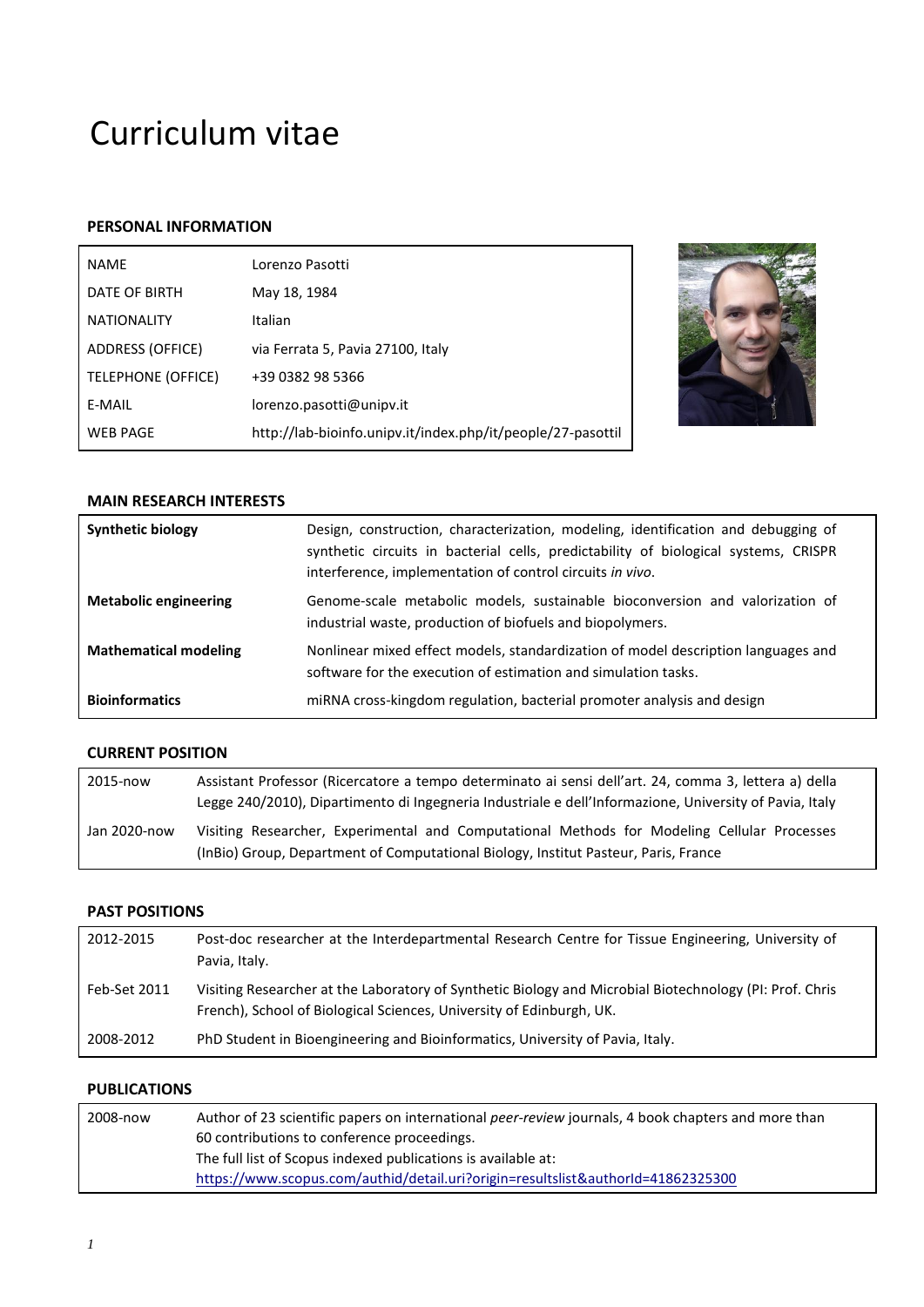# Curriculum vitae

## PERSONAL INFORMATION

| | |
|---|---|
| NAME | Lorenzo Pasotti |
| DATE OF BIRTH | May 18, 1984 |
| NATIONALITY | Italian |
| ADDRESS (OFFICE) | via Ferrata 5, Pavia 27100, Italy |
| TELEPHONE (OFFICE) | +39 0382 98 5366 |
| E-MAIL | lorenzo.pasotti@unipv.it |
| WEB PAGE | http://lab-bioinfo.unipv.it/index.php/it/people/27-pasottil |

## MAIN RESEARCH INTERESTS

| | |
|---|---|
| **Synthetic biology** | Design, construction, characterization, modeling, identification and debugging of synthetic circuits in bacterial cells, predictability of biological systems, CRISPR interference, implementation of control circuits *in vivo*. |
| **Metabolic engineering** | Genome-scale metabolic models, sustainable bioconversion and valorization of industrial waste, production of biofuels and biopolymers. |
| **Mathematical modeling** | Nonlinear mixed effect models, standardization of model description languages and software for the execution of estimation and simulation tasks. |
| **Bioinformatics** | miRNA cross-kingdom regulation, bacterial promoter analysis and design |

## CURRENT POSITION

| | |
|---|---|
| 2015-now | Assistant Professor (Ricercatore a tempo determinato ai sensi dell'art. 24, comma 3, lettera a) della Legge 240/2010), Dipartimento di Ingegneria Industriale e dell'Informazione, University of Pavia, Italy |
| Jan 2020-now | Visiting Researcher, Experimental and Computational Methods for Modeling Cellular Processes (InBio) Group, Department of Computational Biology, Institut Pasteur, Paris, France |

## PAST POSITIONS

| | |
|---|---|
| 2012-2015 | Post-doc researcher at the Interdepartmental Research Centre for Tissue Engineering, University of Pavia, Italy. |
| Feb-Set 2011 | Visiting Researcher at the Laboratory of Synthetic Biology and Microbial Biotechnology (PI: Prof. Chris French), School of Biological Sciences, University of Edinburgh, UK. |
| 2008-2012 | PhD Student in Bioengineering and Bioinformatics, University of Pavia, Italy. |

## PUBLICATIONS

| | |
|---|---|
| 2008-now | Author of 23 scientific papers on international *peer-review* journals, 4 book chapters and more than 60 contributions to conference proceedings.<br>The full list of Scopus indexed publications is available at:<br>https://www.scopus.com/authid/detail.uri?origin=resultslist&authorId=41862325300 |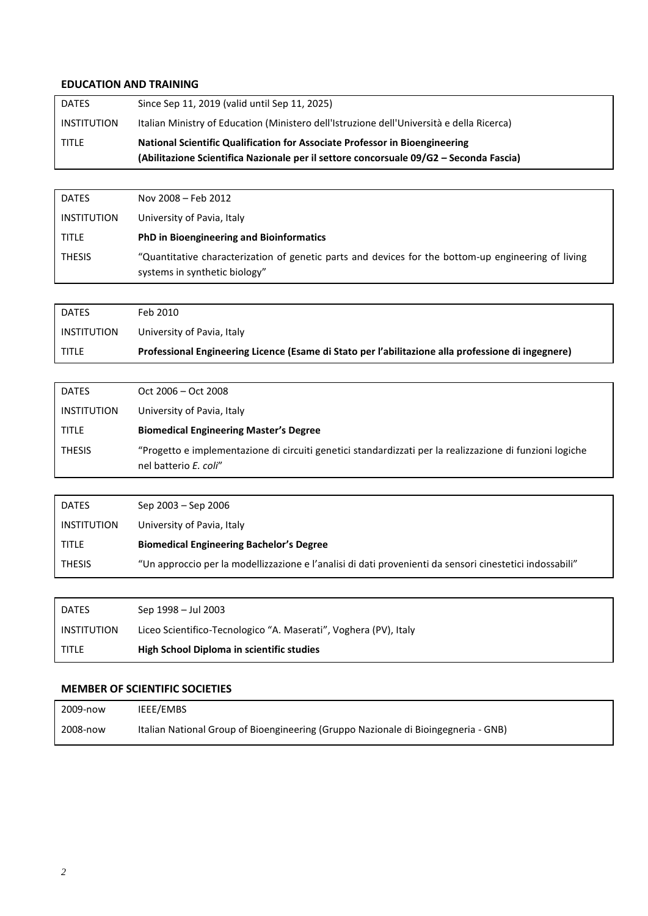## EDUCATION AND TRAINING

| | |
|---|---|
| DATES | Since Sep 11, 2019 (valid until Sep 11, 2025) |
| INSTITUTION | Italian Ministry of Education (Ministero dell'Istruzione dell'Università e della Ricerca) |
| TITLE | **National Scientific Qualification for Associate Professor in Bioengineering (Abilitazione Scientifica Nazionale per il settore concorsuale 09/G2 – Seconda Fascia)** |

| | |
|---|---|
| DATES | Nov 2008 – Feb 2012 |
| INSTITUTION | University of Pavia, Italy |
| TITLE | **PhD in Bioengineering and Bioinformatics** |
| THESIS | "Quantitative characterization of genetic parts and devices for the bottom-up engineering of living systems in synthetic biology" |

| | |
|---|---|
| DATES | Feb 2010 |
| INSTITUTION | University of Pavia, Italy |
| TITLE | **Professional Engineering Licence (Esame di Stato per l'abilitazione alla professione di ingegnere)** |

| | |
|---|---|
| DATES | Oct 2006 – Oct 2008 |
| INSTITUTION | University of Pavia, Italy |
| TITLE | **Biomedical Engineering Master's Degree** |
| THESIS | "Progetto e implementazione di circuiti genetici standardizzati per la realizzazione di funzioni logiche nel batterio *E. coli*" |

| | |
|---|---|
| DATES | Sep 2003 – Sep 2006 |
| INSTITUTION | University of Pavia, Italy |
| TITLE | **Biomedical Engineering Bachelor's Degree** |
| THESIS | "Un approccio per la modellizzazione e l'analisi di dati provenienti da sensori cinestetici indossabili" |

| | |
|---|---|
| DATES | Sep 1998 – Jul 2003 |
| INSTITUTION | Liceo Scientifico-Tecnologico "A. Maserati", Voghera (PV), Italy |
| TITLE | **High School Diploma in scientific studies** |

## MEMBER OF SCIENTIFIC SOCIETIES

| | |
|---|---|
| 2009-now | IEEE/EMBS |
| 2008-now | Italian National Group of Bioengineering (Gruppo Nazionale di Bioingegneria - GNB) |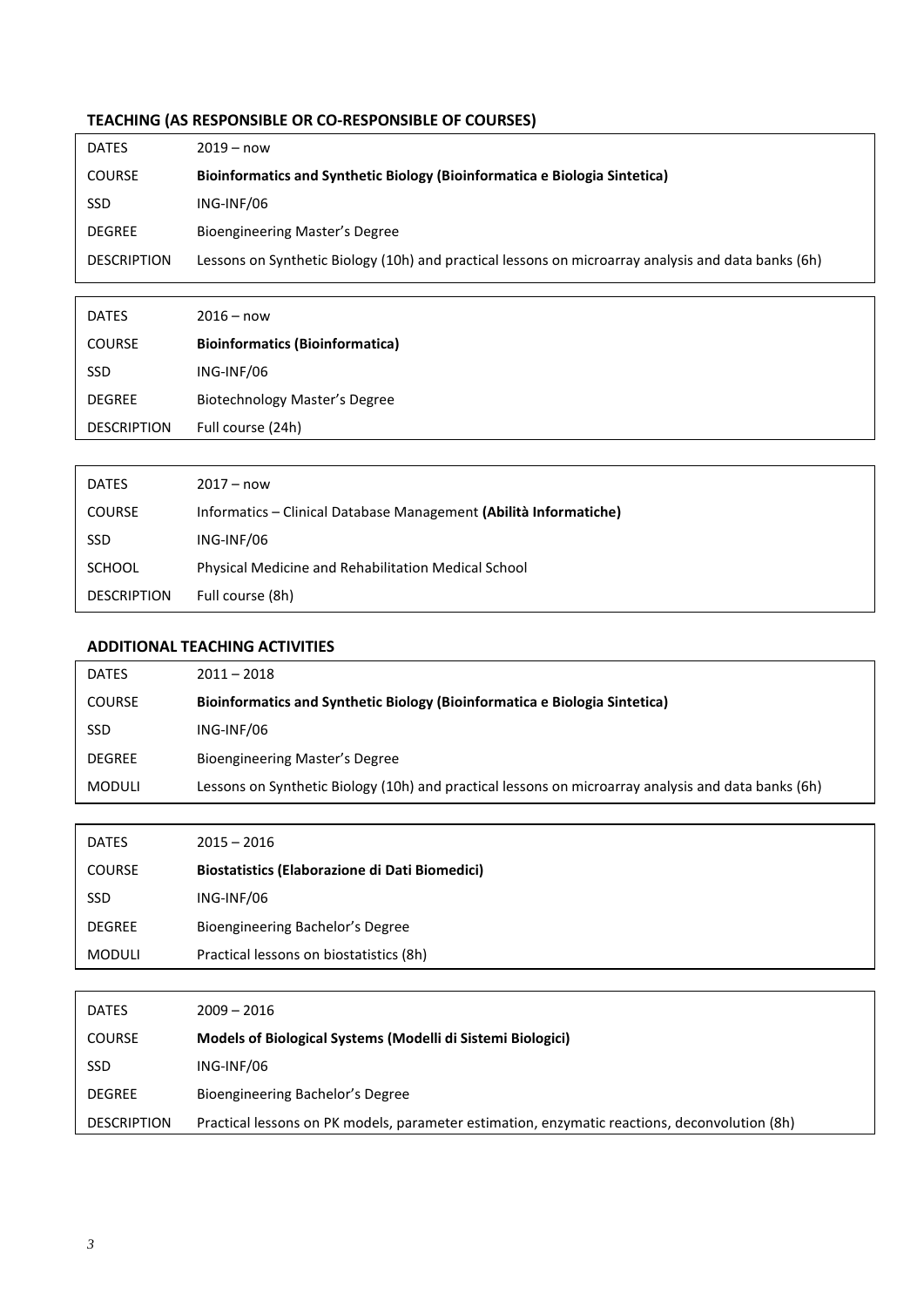### TEACHING (AS RESPONSIBLE OR CO-RESPONSIBLE OF COURSES)

| | |
|---|---|
| DATES | 2019 – now |
| COURSE | **Bioinformatics and Synthetic Biology (Bioinformatica e Biologia Sintetica)** |
| SSD | ING-INF/06 |
| DEGREE | Bioengineering Master's Degree |
| DESCRIPTION | Lessons on Synthetic Biology (10h) and practical lessons on microarray analysis and data banks (6h) |

| | |
|---|---|
| DATES | 2016 – now |
| COURSE | **Bioinformatics (Bioinformatica)** |
| SSD | ING-INF/06 |
| DEGREE | Biotechnology Master's Degree |
| DESCRIPTION | Full course (24h) |

| | |
|---|---|
| DATES | 2017 – now |
| COURSE | Informatics – Clinical Database Management **(Abilità Informatiche)** |
| SSD | ING-INF/06 |
| SCHOOL | Physical Medicine and Rehabilitation Medical School |
| DESCRIPTION | Full course (8h) |

### ADDITIONAL TEACHING ACTIVITIES

| | |
|---|---|
| DATES | 2011 – 2018 |
| COURSE | **Bioinformatics and Synthetic Biology (Bioinformatica e Biologia Sintetica)** |
| SSD | ING-INF/06 |
| DEGREE | Bioengineering Master's Degree |
| MODULI | Lessons on Synthetic Biology (10h) and practical lessons on microarray analysis and data banks (6h) |

| | |
|---|---|
| DATES | 2015 – 2016 |
| COURSE | **Biostatistics (Elaborazione di Dati Biomedici)** |
| SSD | ING-INF/06 |
| DEGREE | Bioengineering Bachelor's Degree |
| MODULI | Practical lessons on biostatistics (8h) |

| | |
|---|---|
| DATES | 2009 – 2016 |
| COURSE | **Models of Biological Systems (Modelli di Sistemi Biologici)** |
| SSD | ING-INF/06 |
| DEGREE | Bioengineering Bachelor's Degree |
| DESCRIPTION | Practical lessons on PK models, parameter estimation, enzymatic reactions, deconvolution (8h) |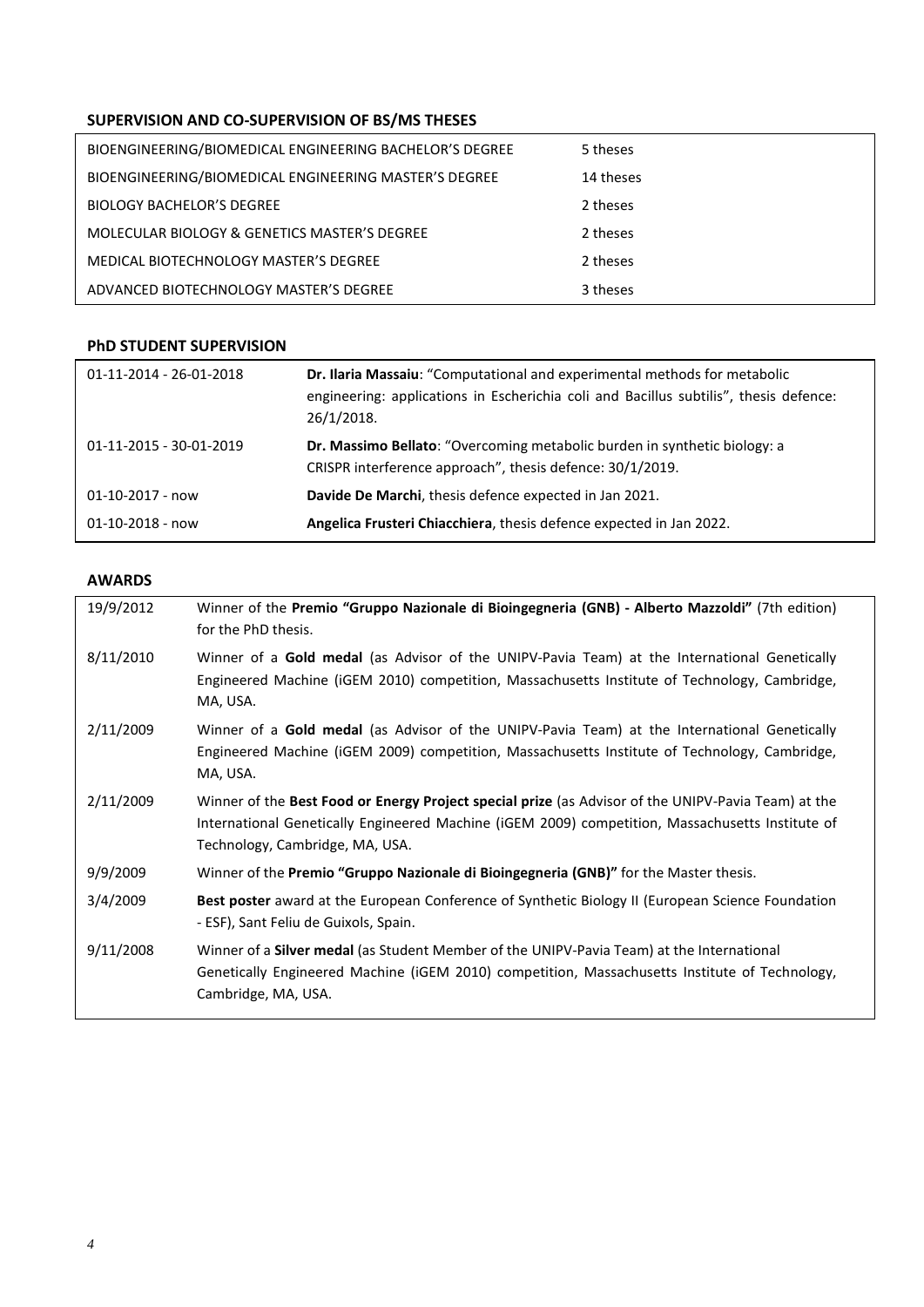## SUPERVISION AND CO-SUPERVISION OF BS/MS THESES

| | |
|---|---|
| BIOENGINEERING/BIOMEDICAL ENGINEERING BACHELOR'S DEGREE | 5 theses |
| BIOENGINEERING/BIOMEDICAL ENGINEERING MASTER'S DEGREE | 14 theses |
| BIOLOGY BACHELOR'S DEGREE | 2 theses |
| MOLECULAR BIOLOGY & GENETICS MASTER'S DEGREE | 2 theses |
| MEDICAL BIOTECHNOLOGY MASTER'S DEGREE | 2 theses |
| ADVANCED BIOTECHNOLOGY MASTER'S DEGREE | 3 theses |

## PhD STUDENT SUPERVISION

| | |
|---|---|
| 01-11-2014 - 26-01-2018 | **Dr. Ilaria Massaiu**: "Computational and experimental methods for metabolic engineering: applications in Escherichia coli and Bacillus subtilis", thesis defence: 26/1/2018. |
| 01-11-2015 - 30-01-2019 | **Dr. Massimo Bellato**: "Overcoming metabolic burden in synthetic biology: a CRISPR interference approach", thesis defence: 30/1/2019. |
| 01-10-2017 - now | **Davide De Marchi**, thesis defence expected in Jan 2021. |
| 01-10-2018 - now | **Angelica Frusteri Chiacchiera**, thesis defence expected in Jan 2022. |

## AWARDS

| | |
|---|---|
| 19/9/2012 | Winner of the **Premio "Gruppo Nazionale di Bioingegneria (GNB) - Alberto Mazzoldi"** (7th edition) for the PhD thesis. |
| 8/11/2010 | Winner of a **Gold medal** (as Advisor of the UNIPV-Pavia Team) at the International Genetically Engineered Machine (iGEM 2010) competition, Massachusetts Institute of Technology, Cambridge, MA, USA. |
| 2/11/2009 | Winner of a **Gold medal** (as Advisor of the UNIPV-Pavia Team) at the International Genetically Engineered Machine (iGEM 2009) competition, Massachusetts Institute of Technology, Cambridge, MA, USA. |
| 2/11/2009 | Winner of the **Best Food or Energy Project special prize** (as Advisor of the UNIPV-Pavia Team) at the International Genetically Engineered Machine (iGEM 2009) competition, Massachusetts Institute of Technology, Cambridge, MA, USA. |
| 9/9/2009 | Winner of the **Premio "Gruppo Nazionale di Bioingegneria (GNB)"** for the Master thesis. |
| 3/4/2009 | **Best poster** award at the European Conference of Synthetic Biology II (European Science Foundation - ESF), Sant Feliu de Guixols, Spain. |
| 9/11/2008 | Winner of a **Silver medal** (as Student Member of the UNIPV-Pavia Team) at the International Genetically Engineered Machine (iGEM 2010) competition, Massachusetts Institute of Technology, Cambridge, MA, USA. |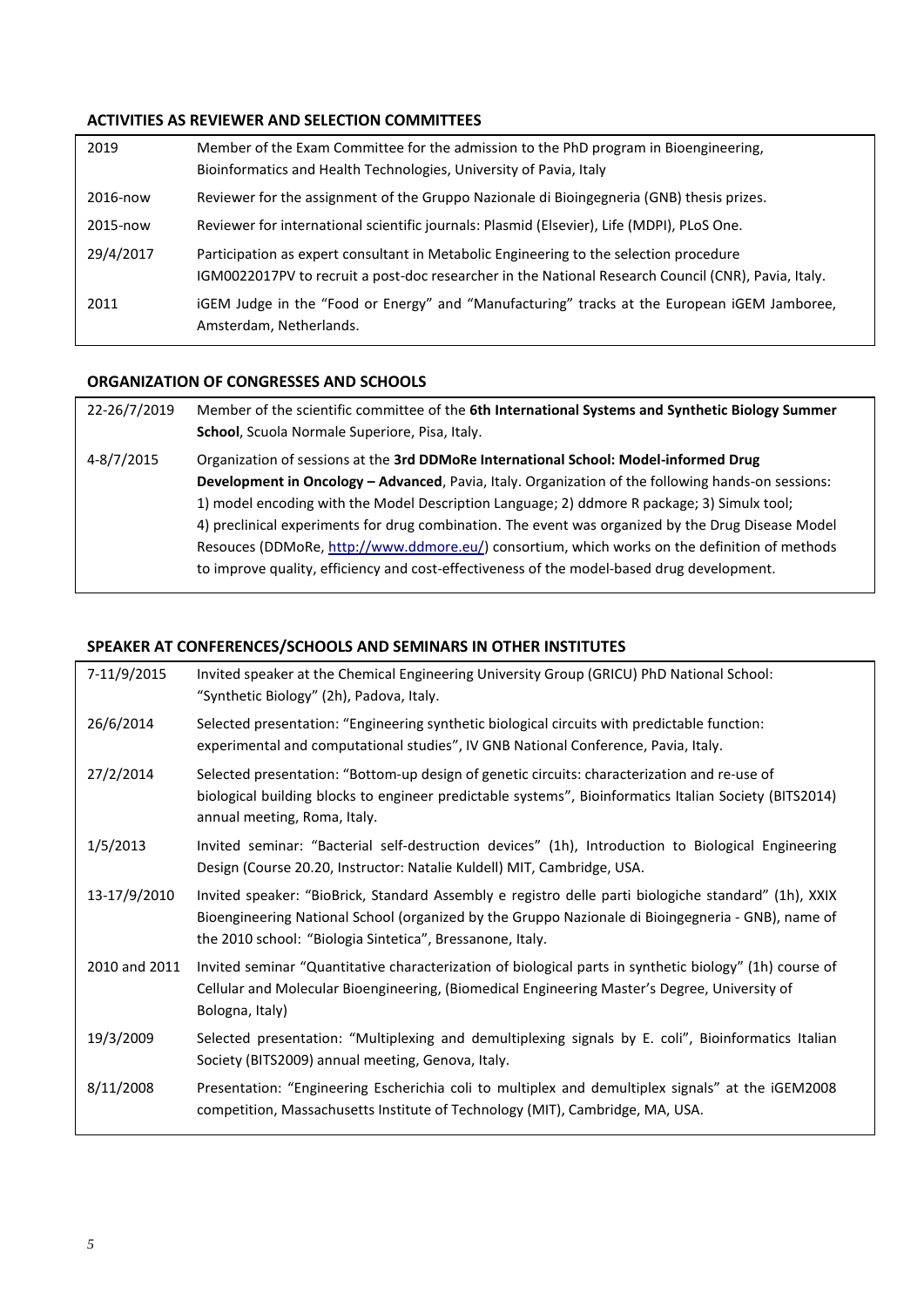## ACTIVITIES AS REVIEWER AND SELECTION COMMITTEES

| | |
|---|---|
| 2019 | Member of the Exam Committee for the admission to the PhD program in Bioengineering, Bioinformatics and Health Technologies, University of Pavia, Italy |
| 2016-now | Reviewer for the assignment of the Gruppo Nazionale di Bioingegneria (GNB) thesis prizes. |
| 2015-now | Reviewer for international scientific journals: Plasmid (Elsevier), Life (MDPI), PLoS One. |
| 29/4/2017 | Participation as expert consultant in Metabolic Engineering to the selection procedure IGM0022017PV to recruit a post-doc researcher in the National Research Council (CNR), Pavia, Italy. |
| 2011 | iGEM Judge in the "Food or Energy" and "Manufacturing" tracks at the European iGEM Jamboree, Amsterdam, Netherlands. |

## ORGANIZATION OF CONGRESSES AND SCHOOLS

| | |
|---|---|
| 22-26/7/2019 | Member of the scientific committee of the **6th International Systems and Synthetic Biology Summer School**, Scuola Normale Superiore, Pisa, Italy. |
| 4-8/7/2015 | Organization of sessions at the **3rd DDMoRe International School: Model-informed Drug Development in Oncology – Advanced**, Pavia, Italy. Organization of the following hands-on sessions: 1) model encoding with the Model Description Language; 2) ddmore R package; 3) Simulx tool; 4) preclinical experiments for drug combination. The event was organized by the Drug Disease Model Resouces (DDMoRe, http://www.ddmore.eu/) consortium, which works on the definition of methods to improve quality, efficiency and cost-effectiveness of the model-based drug development. |

## SPEAKER AT CONFERENCES/SCHOOLS AND SEMINARS IN OTHER INSTITUTES

| | |
|---|---|
| 7-11/9/2015 | Invited speaker at the Chemical Engineering University Group (GRICU) PhD National School: "Synthetic Biology" (2h), Padova, Italy. |
| 26/6/2014 | Selected presentation: "Engineering synthetic biological circuits with predictable function: experimental and computational studies", IV GNB National Conference, Pavia, Italy. |
| 27/2/2014 | Selected presentation: "Bottom-up design of genetic circuits: characterization and re-use of biological building blocks to engineer predictable systems", Bioinformatics Italian Society (BITS2014) annual meeting, Roma, Italy. |
| 1/5/2013 | Invited seminar: "Bacterial self-destruction devices" (1h), Introduction to Biological Engineering Design (Course 20.20, Instructor: Natalie Kuldell) MIT, Cambridge, USA. |
| 13-17/9/2010 | Invited speaker: "BioBrick, Standard Assembly e registro delle parti biologiche standard" (1h), XXIX Bioengineering National School (organized by the Gruppo Nazionale di Bioingegneria - GNB), name of the 2010 school: "Biologia Sintetica", Bressanone, Italy. |
| 2010 and 2011 | Invited seminar "Quantitative characterization of biological parts in synthetic biology" (1h) course of Cellular and Molecular Bioengineering, (Biomedical Engineering Master's Degree, University of Bologna, Italy) |
| 19/3/2009 | Selected presentation: "Multiplexing and demultiplexing signals by E. coli", Bioinformatics Italian Society (BITS2009) annual meeting, Genova, Italy. |
| 8/11/2008 | Presentation: "Engineering Escherichia coli to multiplex and demultiplex signals" at the iGEM2008 competition, Massachusetts Institute of Technology (MIT), Cambridge, MA, USA. |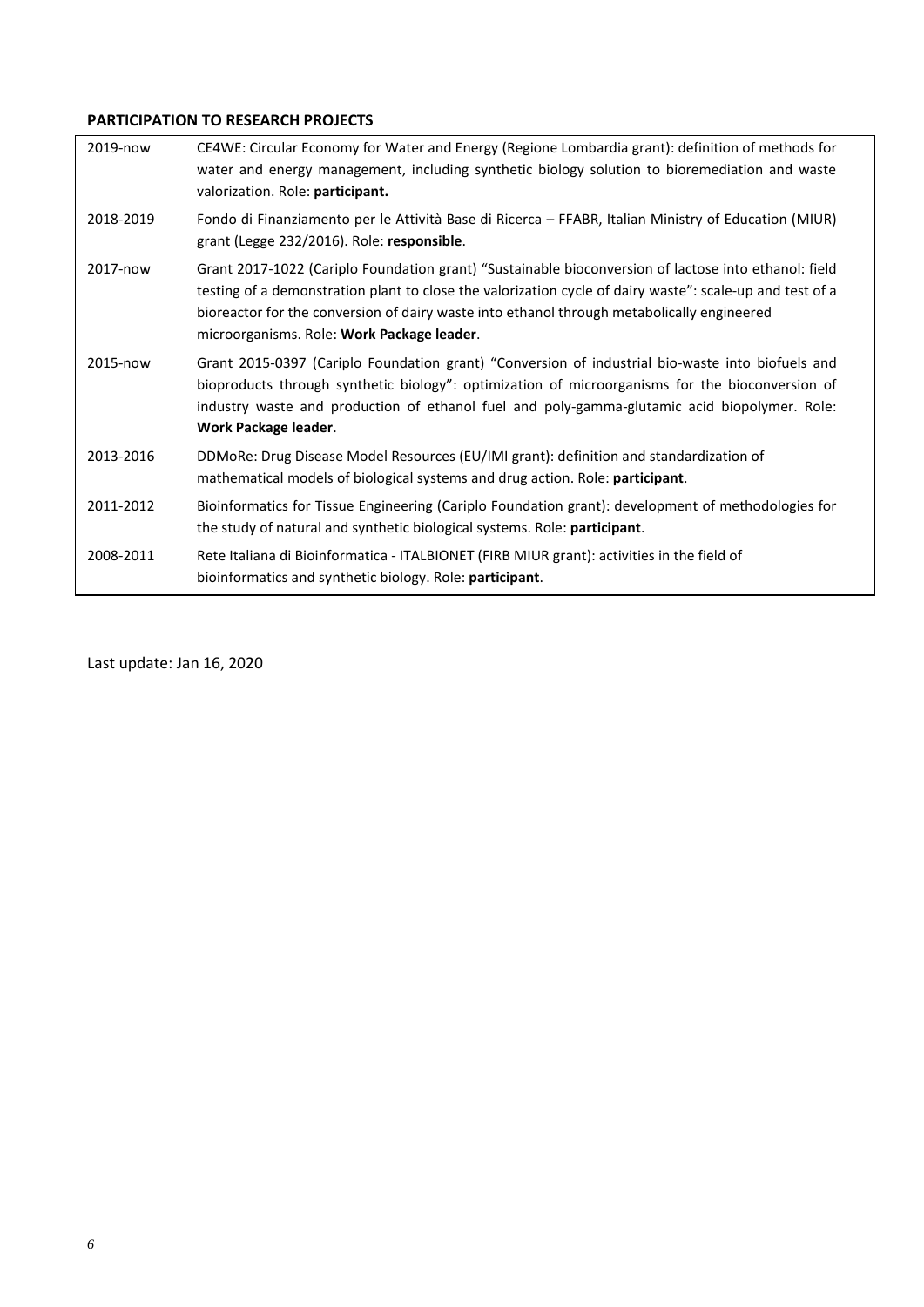**PARTICIPATION TO RESEARCH PROJECTS**

| | |
|---|---|
| 2019-now | CE4WE: Circular Economy for Water and Energy (Regione Lombardia grant): definition of methods for water and energy management, including synthetic biology solution to bioremediation and waste valorization. Role: **participant.** |
| 2018-2019 | Fondo di Finanziamento per le Attività Base di Ricerca – FFABR, Italian Ministry of Education (MIUR) grant (Legge 232/2016). Role: **responsible**. |
| 2017-now | Grant 2017-1022 (Cariplo Foundation grant) "Sustainable bioconversion of lactose into ethanol: field testing of a demonstration plant to close the valorization cycle of dairy waste": scale-up and test of a bioreactor for the conversion of dairy waste into ethanol through metabolically engineered microorganisms. Role: **Work Package leader**. |
| 2015-now | Grant 2015-0397 (Cariplo Foundation grant) "Conversion of industrial bio-waste into biofuels and bioproducts through synthetic biology": optimization of microorganisms for the bioconversion of industry waste and production of ethanol fuel and poly-gamma-glutamic acid biopolymer. Role: **Work Package leader**. |
| 2013-2016 | DDMoRe: Drug Disease Model Resources (EU/IMI grant): definition and standardization of mathematical models of biological systems and drug action. Role: **participant**. |
| 2011-2012 | Bioinformatics for Tissue Engineering (Cariplo Foundation grant): development of methodologies for the study of natural and synthetic biological systems. Role: **participant**. |
| 2008-2011 | Rete Italiana di Bioinformatica - ITALBIONET (FIRB MIUR grant): activities in the field of bioinformatics and synthetic biology. Role: **participant**. |

Last update: Jan 16, 2020